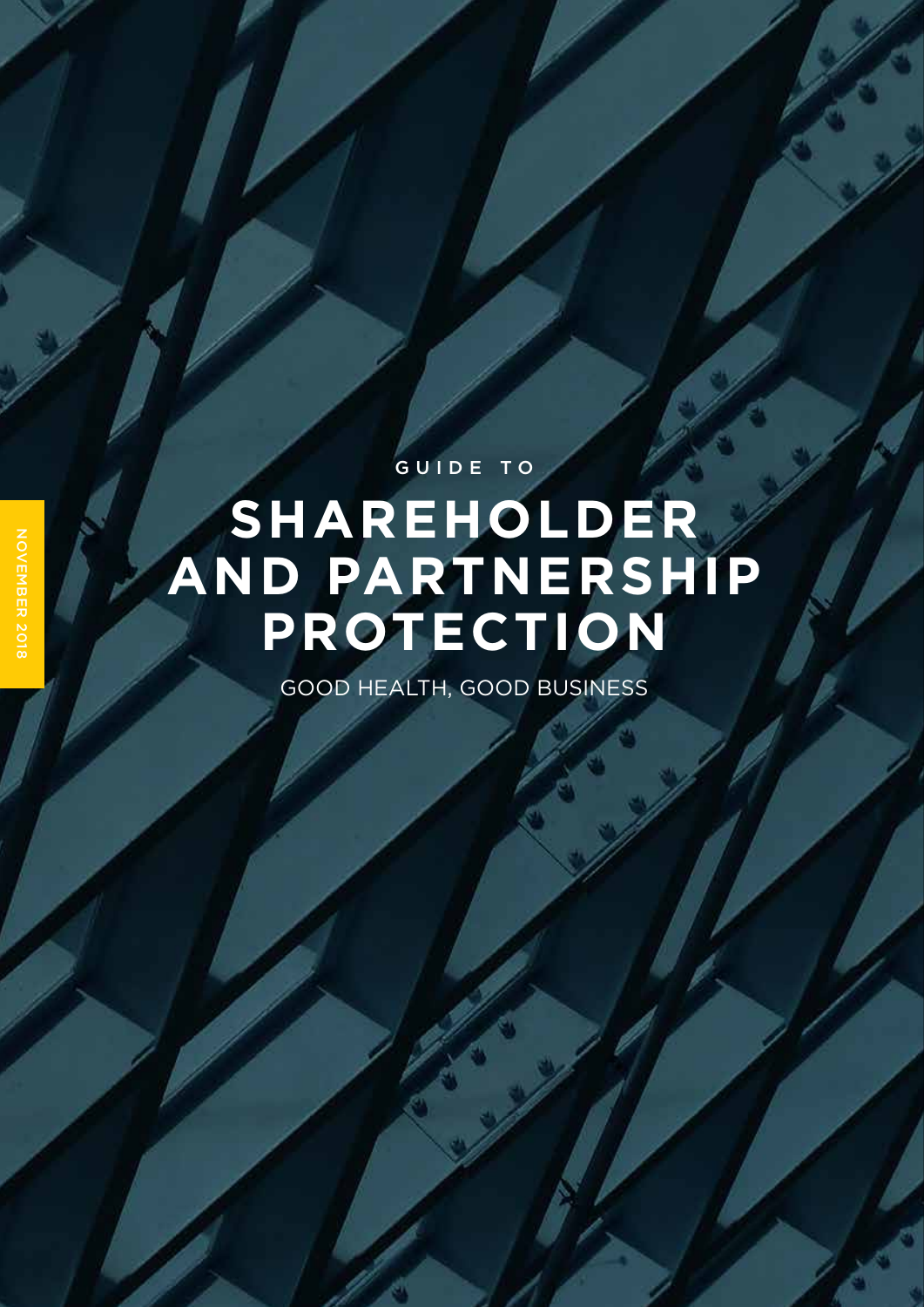GUIDE TO

# SHAREHOLDER AND PARTNERSHIP PROTECTION

GOOD HEALTH, GOOD BUSINESS

NOVEMBER 2018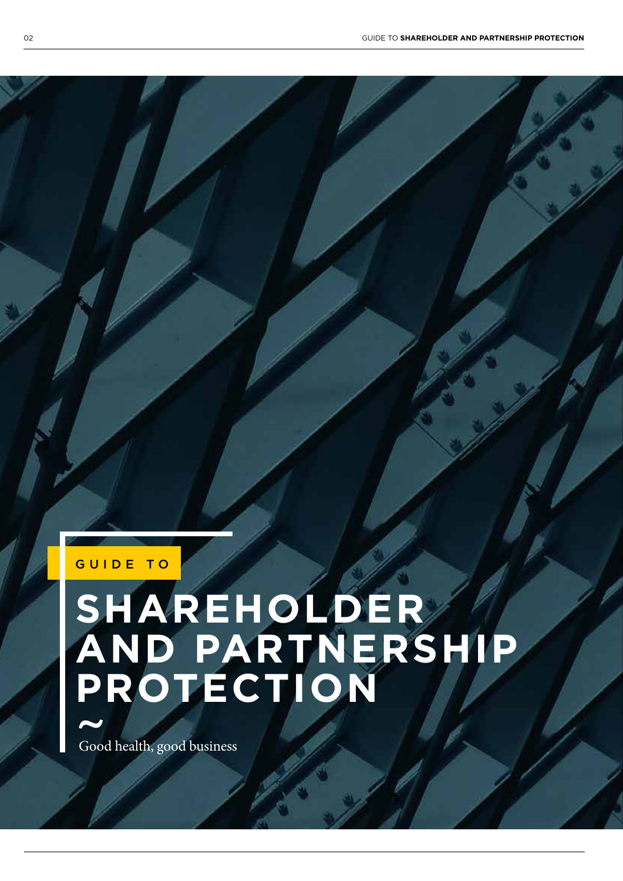GUIDE TO

# SHAREHOLDER AND PARTNERSHIP PROTECTION

~

Good health, good business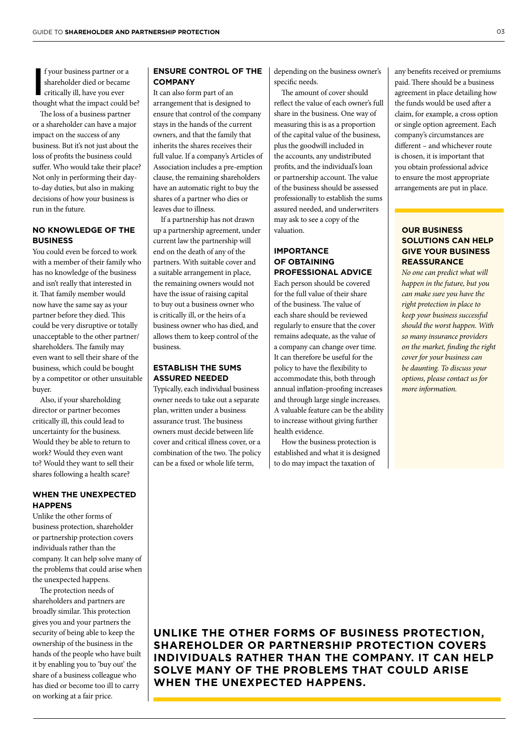If your business partner or a shareholder died or became critically ill, have you ever thought what the impact could be?

The loss of a business partner or a shareholder can have a major impact on the success of any business. But it's not just about the loss of profits the business could suffer. Who would take their place? Not only in performing their day-to-day duties, but also in making decisions of how your business is run in the future.

## NO KNOWLEDGE OF THE BUSINESS

You could even be forced to work with a member of their family who has no knowledge of the business and isn't really that interested in it. That family member would now have the same say as your partner before they died. This could be very disruptive or totally unacceptable to the other partner/shareholders. The family may even want to sell their share of the business, which could be bought by a competitor or other unsuitable buyer.

Also, if your shareholding director or partner becomes critically ill, this could lead to uncertainty for the business. Would they be able to return to work? Would they even want to? Would they want to sell their shares following a health scare?

## WHEN THE UNEXPECTED HAPPENS

Unlike the other forms of business protection, shareholder or partnership protection covers individuals rather than the company. It can help solve many of the problems that could arise when the unexpected happens.

The protection needs of shareholders and partners are broadly similar. This protection gives you and your partners the security of being able to keep the ownership of the business in the hands of the people who have built it by enabling you to 'buy out' the share of a business colleague who has died or become too ill to carry on working at a fair price.

## ENSURE CONTROL OF THE COMPANY

It can also form part of an arrangement that is designed to ensure that control of the company stays in the hands of the current owners, and that the family that inherits the shares receives their full value. If a company's Articles of Association includes a pre-emption clause, the remaining shareholders have an automatic right to buy the shares of a partner who dies or leaves due to illness.

If a partnership has not drawn up a partnership agreement, under current law the partnership will end on the death of any of the partners. With suitable cover and a suitable arrangement in place, the remaining owners would not have the issue of raising capital to buy out a business owner who is critically ill, or the heirs of a business owner who has died, and allows them to keep control of the business.

## ESTABLISH THE SUMS ASSURED NEEDED

Typically, each individual business owner needs to take out a separate plan, written under a business assurance trust. The business owners must decide between life cover and critical illness cover, or a combination of the two. The policy can be a fixed or whole life term, depending on the business owner's specific needs.

The amount of cover should reflect the value of each owner's full share in the business. One way of measuring this is as a proportion of the capital value of the business, plus the goodwill included in the accounts, any undistributed profits, and the individual's loan or partnership account. The value of the business should be assessed professionally to establish the sums assured needed, and underwriters may ask to see a copy of the valuation.

## IMPORTANCE OF OBTAINING PROFESSIONAL ADVICE

Each person should be covered for the full value of their share of the business. The value of each share should be reviewed regularly to ensure that the cover remains adequate, as the value of a company can change over time. It can therefore be useful for the policy to have the flexibility to accommodate this, both through annual inflation-proofing increases and through large single increases. A valuable feature can be the ability to increase without giving further health evidence.

How the business protection is established and what it is designed to do may impact the taxation of any benefits received or premiums paid. There should be a business agreement in place detailing how the funds would be used after a claim, for example, a cross option or single option agreement. Each company's circumstances are different – and whichever route is chosen, it is important that you obtain professional advice to ensure the most appropriate arrangements are put in place.

## OUR BUSINESS SOLUTIONS CAN HELP GIVE YOUR BUSINESS REASSURANCE

*No one can predict what will happen in the future, but you can make sure you have the right protection in place to keep your business successful should the worst happen. With so many insurance providers on the market, finding the right cover for your business can be daunting. To discuss your options, please contact us for more information.*

**UNLIKE THE OTHER FORMS OF BUSINESS PROTECTION, SHAREHOLDER OR PARTNERSHIP PROTECTION COVERS INDIVIDUALS RATHER THAN THE COMPANY. IT CAN HELP SOLVE MANY OF THE PROBLEMS THAT COULD ARISE WHEN THE UNEXPECTED HAPPENS.**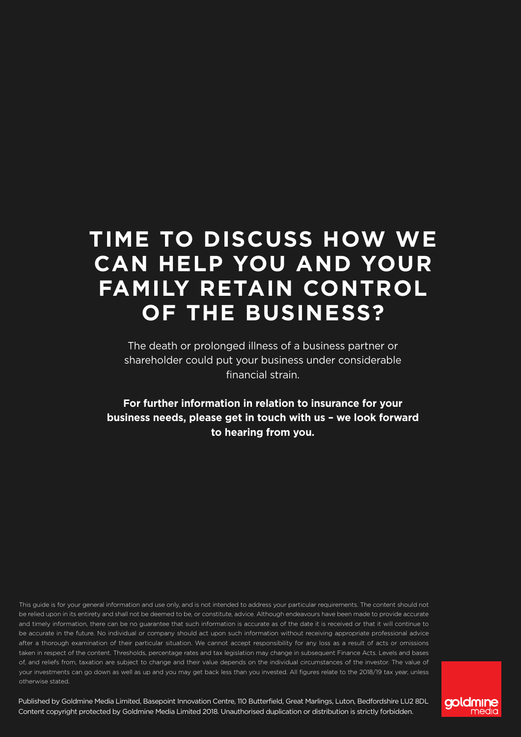# TIME TO DISCUSS HOW WE CAN HELP YOU AND YOUR FAMILY RETAIN CONTROL OF THE BUSINESS?

The death or prolonged illness of a business partner or shareholder could put your business under considerable financial strain.

**For further information in relation to insurance for your business needs, please get in touch with us – we look forward to hearing from you.**

This guide is for your general information and use only, and is not intended to address your particular requirements. The content should not be relied upon in its entirety and shall not be deemed to be, or constitute, advice. Although endeavours have been made to provide accurate and timely information, there can be no guarantee that such information is accurate as of the date it is received or that it will continue to be accurate in the future. No individual or company should act upon such information without receiving appropriate professional advice after a thorough examination of their particular situation. We cannot accept responsibility for any loss as a result of acts or omissions taken in respect of the content. Thresholds, percentage rates and tax legislation may change in subsequent Finance Acts. Levels and bases of, and reliefs from, taxation are subject to change and their value depends on the individual circumstances of the investor. The value of your investments can go down as well as up and you may get back less than you invested. All figures relate to the 2018/19 tax year, unless otherwise stated.

Published by Goldmine Media Limited, Basepoint Innovation Centre, 110 Butterfield, Great Marlings, Luton, Bedfordshire LU2 8DL
Content copyright protected by Goldmine Media Limited 2018. Unauthorised duplication or distribution is strictly forbidden.

goldmine media